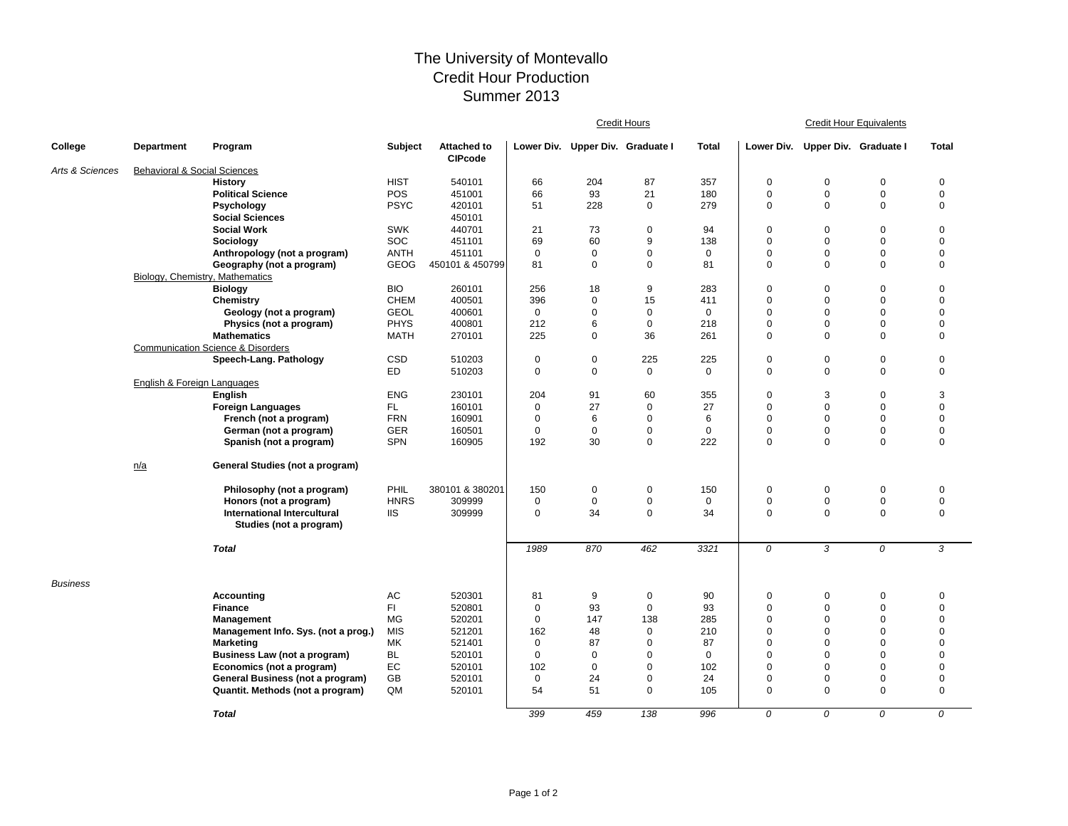# The University of Montevallo
# Credit Hour Production
# Summer 2013

| College | Department | Program | Subject | Attached to CIPcode | Credit Hours | | | | Credit Hour Equivalents | | | |
|---|---|---|---|---|---|---|---|---|---|---|---|---|
| | | | | | Lower Div. | Upper Div. | Graduate I | Total | Lower Div. | Upper Div. | Graduate I | Total |
| *Arts & Sciences* | Behavioral & Social Sciences | | | | | | | | | | | |
| | | **History** | HIST | 540101 | 66 | 204 | 87 | 357 | 0 | 0 | 0 | 0 |
| | | **Political Science** | POS | 451001 | 66 | 93 | 21 | 180 | 0 | 0 | 0 | 0 |
| | | **Psychology** | PSYC | 420101 | 51 | 228 | 0 | 279 | 0 | 0 | 0 | 0 |
| | | **Social Sciences** | | 450101 | | | | | | | | |
| | | **Social Work** | SWK | 440701 | 21 | 73 | 0 | 94 | 0 | 0 | 0 | 0 |
| | | **Sociology** | SOC | 451101 | 69 | 60 | 9 | 138 | 0 | 0 | 0 | 0 |
| | | **Anthropology (not a program)** | ANTH | 451101 | 0 | 0 | 0 | 0 | 0 | 0 | 0 | 0 |
| | | **Geography (not a program)** | GEOG | 450101 & 450799 | 81 | 0 | 0 | 81 | 0 | 0 | 0 | 0 |
| | Biology, Chemistry, Mathematics | | | | | | | | | | | |
| | | **Biology** | BIO | 260101 | 256 | 18 | 9 | 283 | 0 | 0 | 0 | 0 |
| | | **Chemistry** | CHEM | 400501 | 396 | 0 | 15 | 411 | 0 | 0 | 0 | 0 |
| | | **Geology (not a program)** | GEOL | 400601 | 0 | 0 | 0 | 0 | 0 | 0 | 0 | 0 |
| | | **Physics (not a program)** | PHYS | 400801 | 212 | 6 | 0 | 218 | 0 | 0 | 0 | 0 |
| | | **Mathematics** | MATH | 270101 | 225 | 0 | 36 | 261 | 0 | 0 | 0 | 0 |
| | Communication Science & Disorders | | | | | | | | | | | |
| | | **Speech-Lang. Pathology** | CSD | 510203 | 0 | 0 | 225 | 225 | 0 | 0 | 0 | 0 |
| | | | ED | 510203 | 0 | 0 | 0 | 0 | 0 | 0 | 0 | 0 |
| | English & Foreign Languages | | | | | | | | | | | |
| | | **English** | ENG | 230101 | 204 | 91 | 60 | 355 | 0 | 3 | 0 | 3 |
| | | **Foreign Languages** | FL | 160101 | 0 | 27 | 0 | 27 | 0 | 0 | 0 | 0 |
| | | **French (not a program)** | FRN | 160901 | 0 | 6 | 0 | 6 | 0 | 0 | 0 | 0 |
| | | **German (not a program)** | GER | 160501 | 0 | 0 | 0 | 0 | 0 | 0 | 0 | 0 |
| | | **Spanish (not a program)** | SPN | 160905 | 192 | 30 | 0 | 222 | 0 | 0 | 0 | 0 |
| | n/a | **General Studies (not a program)** | | | | | | | | | | |
| | | **Philosophy (not a program)** | PHIL | 380101 & 380201 | 150 | 0 | 0 | 150 | 0 | 0 | 0 | 0 |
| | | **Honors (not a program)** | HNRS | 309999 | 0 | 0 | 0 | 0 | 0 | 0 | 0 | 0 |
| | | **International Intercultural Studies (not a program)** | IIS | 309999 | 0 | 34 | 0 | 34 | 0 | 0 | 0 | 0 |
| | | ***Total*** | | | *1989* | *870* | *462* | *3321* | *0* | *3* | *0* | *3* |
| *Business* | | | | | | | | | | | | |
| | | **Accounting** | AC | 520301 | 81 | 9 | 0 | 90 | 0 | 0 | 0 | 0 |
| | | **Finance** | FI | 520801 | 0 | 93 | 0 | 93 | 0 | 0 | 0 | 0 |
| | | **Management** | MG | 520201 | 0 | 147 | 138 | 285 | 0 | 0 | 0 | 0 |
| | | **Management Info. Sys. (not a prog.)** | MIS | 521201 | 162 | 48 | 0 | 210 | 0 | 0 | 0 | 0 |
| | | **Marketing** | MK | 521401 | 0 | 87 | 0 | 87 | 0 | 0 | 0 | 0 |
| | | **Business Law (not a program)** | BL | 520101 | 0 | 0 | 0 | 0 | 0 | 0 | 0 | 0 |
| | | **Economics (not a program)** | EC | 520101 | 102 | 0 | 0 | 102 | 0 | 0 | 0 | 0 |
| | | **General Business (not a program)** | GB | 520101 | 0 | 24 | 0 | 24 | 0 | 0 | 0 | 0 |
| | | **Quantit. Methods (not a program)** | QM | 520101 | 54 | 51 | 0 | 105 | 0 | 0 | 0 | 0 |
| | | ***Total*** | | | *399* | *459* | *138* | *996* | *0* | *0* | *0* | *0* |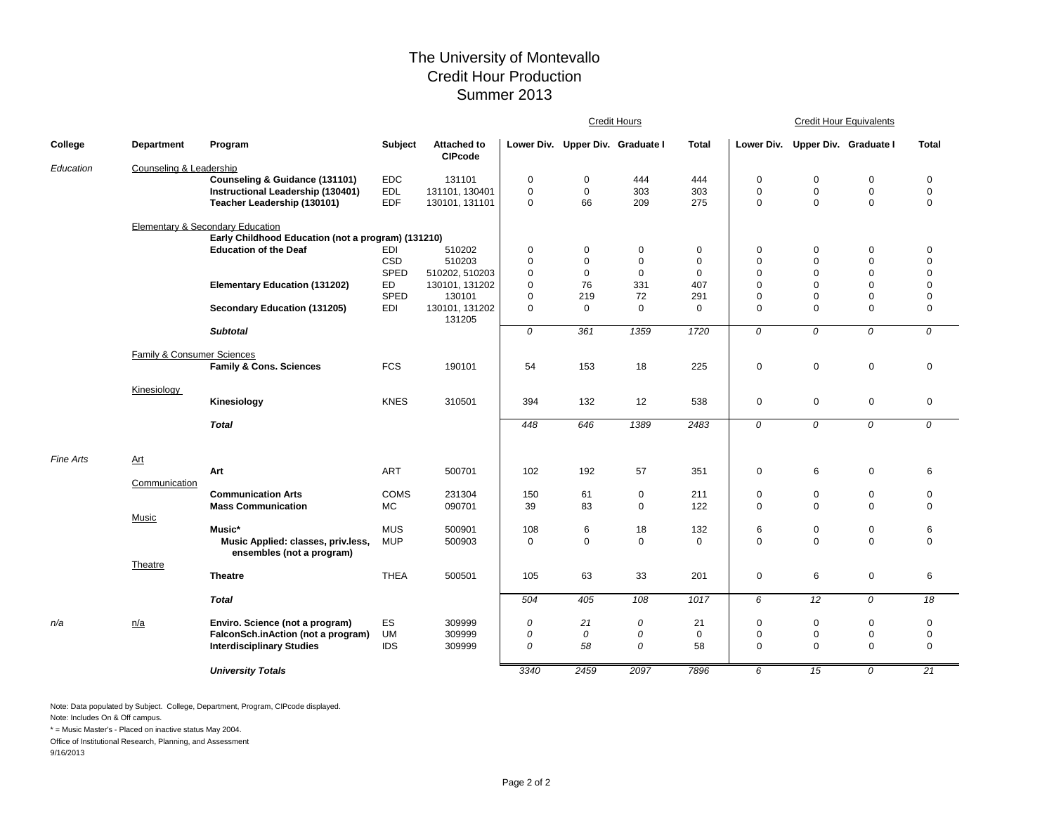# The University of Montevallo
## Credit Hour Production
## Summer 2013

| College | Department | Program | Subject | Attached to CIPcode | Credit Hours | | | | Credit Hour Equivalents | | | |
|---|---|---|---|---|---|---|---|---|---|---|---|---|
| | | | | | Lower Div. | Upper Div. | Graduate I | Total | Lower Div. | Upper Div. | Graduate I | Total |
| *Education* | Counseling & Leadership | | | | | | | | | | | |
| | | **Counseling & Guidance (131101)** | EDC | 131101 | 0 | 0 | 444 | 444 | 0 | 0 | 0 | 0 |
| | | **Instructional Leadership (130401)** | EDL | 131101, 130401 | 0 | 0 | 303 | 303 | 0 | 0 | 0 | 0 |
| | | **Teacher Leadership (130101)** | EDF | 130101, 131101 | 0 | 66 | 209 | 275 | 0 | 0 | 0 | 0 |
| | Elementary & Secondary Education | | | | | | | | | | | |
| | | **Early Childhood Education (not a program) (131210)** | | | | | | | | | | |
| | | **Education of the Deaf** | EDI | 510202 | 0 | 0 | 0 | 0 | 0 | 0 | 0 | 0 |
| | | | CSD | 510203 | 0 | 0 | 0 | 0 | 0 | 0 | 0 | 0 |
| | | | SPED | 510202, 510203 | 0 | 0 | 0 | 0 | 0 | 0 | 0 | 0 |
| | | **Elementary Education (131202)** | ED | 130101, 131202 | 0 | 76 | 331 | 407 | 0 | 0 | 0 | 0 |
| | | | SPED | 130101 | 0 | 219 | 72 | 291 | 0 | 0 | 0 | 0 |
| | | **Secondary Education (131205)** | EDI | 130101, 131202 131205 | 0 | 0 | 0 | 0 | 0 | 0 | 0 | 0 |
| | | ***Subtotal*** | | | *0* | *361* | *1359* | *1720* | *0* | *0* | *0* | *0* |
| | Family & Consumer Sciences | | | | | | | | | | | |
| | | **Family & Cons. Sciences** | FCS | 190101 | 54 | 153 | 18 | 225 | 0 | 0 | 0 | 0 |
| | Kinesiology | | | | | | | | | | | |
| | | **Kinesiology** | KNES | 310501 | 394 | 132 | 12 | 538 | 0 | 0 | 0 | 0 |
| | | ***Total*** | | | *448* | *646* | *1389* | *2483* | *0* | *0* | *0* | *0* |
| *Fine Arts* | Art | | | | | | | | | | | |
| | | **Art** | ART | 500701 | 102 | 192 | 57 | 351 | 0 | 6 | 0 | 6 |
| | Communication | | | | | | | | | | | |
| | | **Communication Arts** | COMS | 231304 | 150 | 61 | 0 | 211 | 0 | 0 | 0 | 0 |
| | | **Mass Communication** | MC | 090701 | 39 | 83 | 0 | 122 | 0 | 0 | 0 | 0 |
| | Music | | | | | | | | | | | |
| | | **Music*** | MUS | 500901 | 108 | 6 | 18 | 132 | 6 | 0 | 0 | 6 |
| | | **Music Applied: classes, priv.less, ensembles (not a program)** | MUP | 500903 | 0 | 0 | 0 | 0 | 0 | 0 | 0 | 0 |
| | Theatre | | | | | | | | | | | |
| | | **Theatre** | THEA | 500501 | 105 | 63 | 33 | 201 | 0 | 6 | 0 | 6 |
| | | ***Total*** | | | *504* | *405* | *108* | *1017* | *6* | *12* | *0* | *18* |
| *n/a* | n/a | **Enviro. Science (not a program)** | ES | 309999 | *0* | *21* | *0* | 21 | 0 | 0 | 0 | 0 |
| | | **FalconSch.inAction (not a program)** | UM | 309999 | *0* | *0* | *0* | 0 | 0 | 0 | 0 | 0 |
| | | **Interdisciplinary Studies** | IDS | 309999 | *0* | *58* | *0* | 58 | 0 | 0 | 0 | 0 |
| | | ***University Totals*** | | | *3340* | *2459* | *2097* | *7896* | *6* | *15* | *0* | *21* |

Note: Data populated by Subject. College, Department, Program, CIPcode displayed.

Note: Includes On & Off campus.

* = Music Master's - Placed on inactive status May 2004.

Office of Institutional Research, Planning, and Assessment

9/16/2013